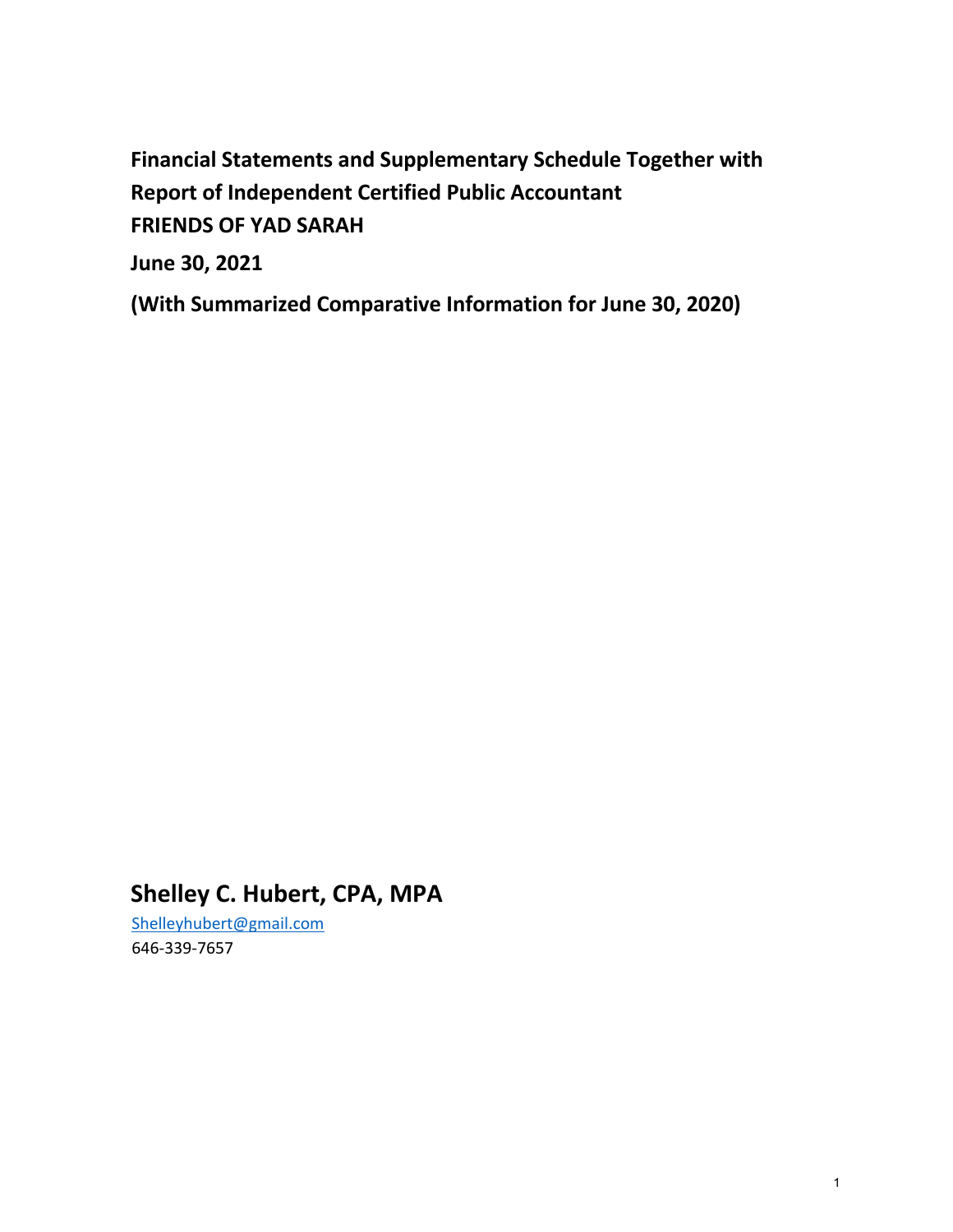**Financial Statements and Supplementary Schedule Together with Report of Independent Certified Public Accountant**

**FRIENDS OF YAD SARAH**

**June 30, 2021**

**(With Summarized Comparative Information for June 30, 2020)**

## Shelley C. Hubert, CPA, MPA

Shelleyhubert@gmail.com

646-339-7657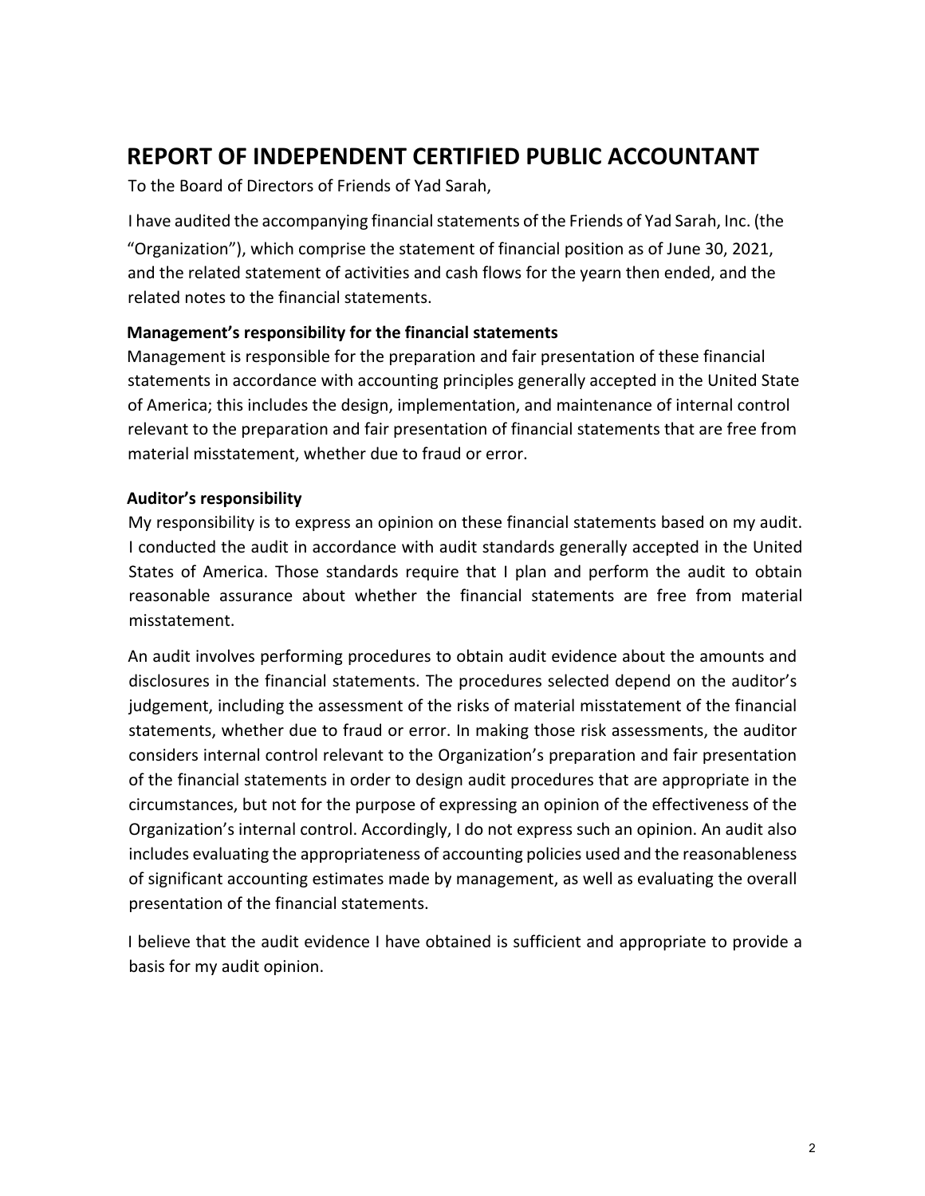# REPORT OF INDEPENDENT CERTIFIED PUBLIC ACCOUNTANT

To the Board of Directors of Friends of Yad Sarah,

I have audited the accompanying financial statements of the Friends of Yad Sarah, Inc. (the "Organization"), which comprise the statement of financial position as of June 30, 2021, and the related statement of activities and cash flows for the yearn then ended, and the related notes to the financial statements.

### Management's responsibility for the financial statements

Management is responsible for the preparation and fair presentation of these financial statements in accordance with accounting principles generally accepted in the United State of America; this includes the design, implementation, and maintenance of internal control relevant to the preparation and fair presentation of financial statements that are free from material misstatement, whether due to fraud or error.

### Auditor's responsibility

My responsibility is to express an opinion on these financial statements based on my audit. I conducted the audit in accordance with audit standards generally accepted in the United States of America. Those standards require that I plan and perform the audit to obtain reasonable assurance about whether the financial statements are free from material misstatement.

An audit involves performing procedures to obtain audit evidence about the amounts and disclosures in the financial statements. The procedures selected depend on the auditor's judgement, including the assessment of the risks of material misstatement of the financial statements, whether due to fraud or error. In making those risk assessments, the auditor considers internal control relevant to the Organization's preparation and fair presentation of the financial statements in order to design audit procedures that are appropriate in the circumstances, but not for the purpose of expressing an opinion of the effectiveness of the Organization's internal control. Accordingly, I do not express such an opinion. An audit also includes evaluating the appropriateness of accounting policies used and the reasonableness of significant accounting estimates made by management, as well as evaluating the overall presentation of the financial statements.

I believe that the audit evidence I have obtained is sufficient and appropriate to provide a basis for my audit opinion.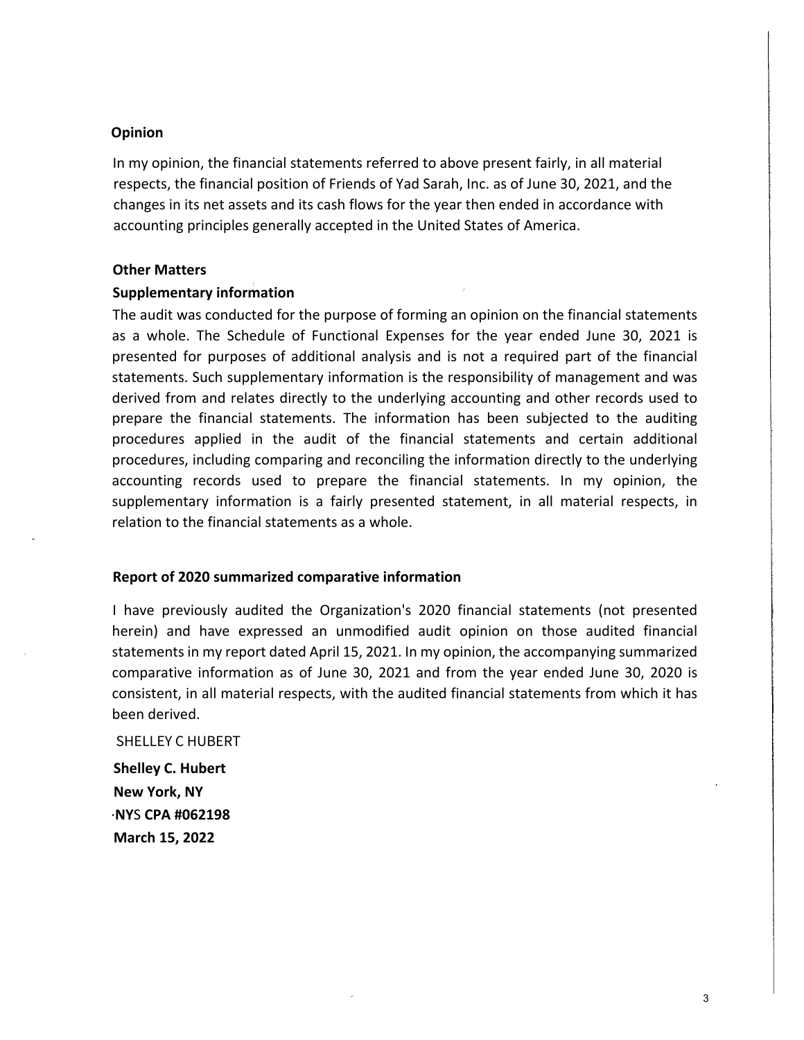**Opinion**

In my opinion, the financial statements referred to above present fairly, in all material respects, the financial position of Friends of Yad Sarah, Inc. as of June 30, 2021, and the changes in its net assets and its cash flows for the year then ended in accordance with accounting principles generally accepted in the United States of America.

**Other Matters**

**Supplementary information**

The audit was conducted for the purpose of forming an opinion on the financial statements as a whole. The Schedule of Functional Expenses for the year ended June 30, 2021 is presented for purposes of additional analysis and is not a required part of the financial statements. Such supplementary information is the responsibility of management and was derived from and relates directly to the underlying accounting and other records used to prepare the financial statements. The information has been subjected to the auditing procedures applied in the audit of the financial statements and certain additional procedures, including comparing and reconciling the information directly to the underlying accounting records used to prepare the financial statements. In my opinion, the supplementary information is a fairly presented statement, in all material respects, in relation to the financial statements as a whole.

**Report of 2020 summarized comparative information**

I have previously audited the Organization's 2020 financial statements (not presented herein) and have expressed an unmodified audit opinion on those audited financial statements in my report dated April 15, 2021. In my opinion, the accompanying summarized comparative information as of June 30, 2021 and from the year ended June 30, 2020 is consistent, in all material respects, with the audited financial statements from which it has been derived.

SHELLEY C HUBERT

**Shelley C. Hubert**
**New York, NY**
**NYS CPA #062198**
**March 15, 2022**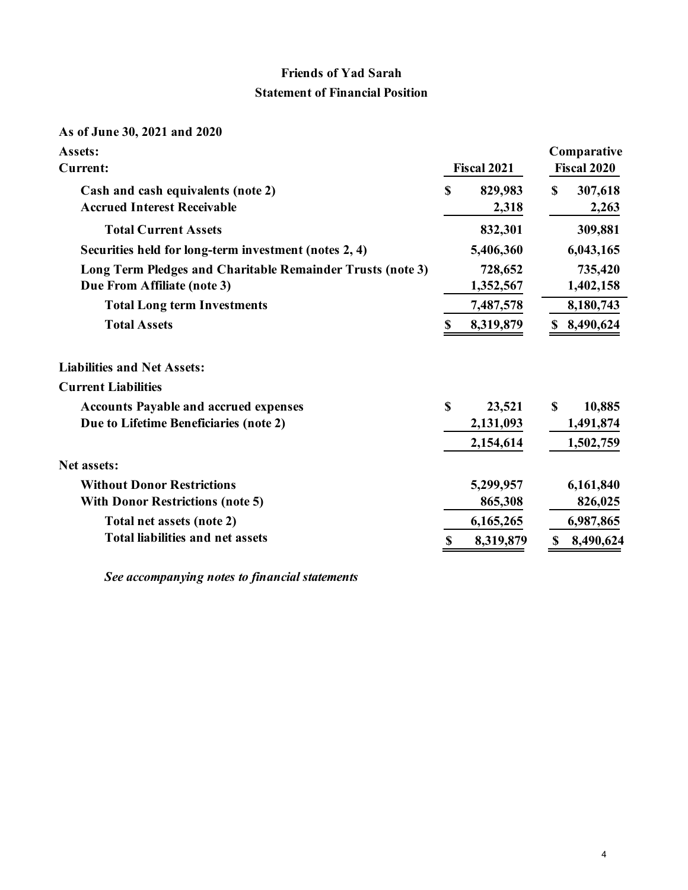# Friends of Yad Sarah

## Statement of Financial Position

**As of June 30, 2021 and 2020**

| | Fiscal 2021 | Comparative Fiscal 2020 |
|---|---|---|
| **Assets:** | | |
| **Current:** | | |
| **Cash and cash equivalents (note 2)** | $ 829,983 | $ 307,618 |
| **Accrued Interest Receivable** | 2,318 | 2,263 |
| **Total Current Assets** | 832,301 | 309,881 |
| **Securities held for long-term investment (notes 2, 4)** | 5,406,360 | 6,043,165 |
| **Long Term Pledges and Charitable Remainder Trusts (note 3)** | 728,652 | 735,420 |
| **Due From Affiliate (note 3)** | 1,352,567 | 1,402,158 |
| **Total Long term Investments** | 7,487,578 | 8,180,743 |
| **Total Assets** | $ 8,319,879 | $ 8,490,624 |
| | | |
| **Liabilities and Net Assets:** | | |
| **Current Liabilities** | | |
| **Accounts Payable and accrued expenses** | $ 23,521 | $ 10,885 |
| **Due to Lifetime Beneficiaries (note 2)** | 2,131,093 | 1,491,874 |
| | 2,154,614 | 1,502,759 |
| **Net assets:** | | |
| **Without Donor Restrictions** | 5,299,957 | 6,161,840 |
| **With Donor Restrictions (note 5)** | 865,308 | 826,025 |
| **Total net assets (note 2)** | 6,165,265 | 6,987,865 |
| **Total liabilities and net assets** | $ 8,319,879 | $ 8,490,624 |

***See accompanying notes to financial statements***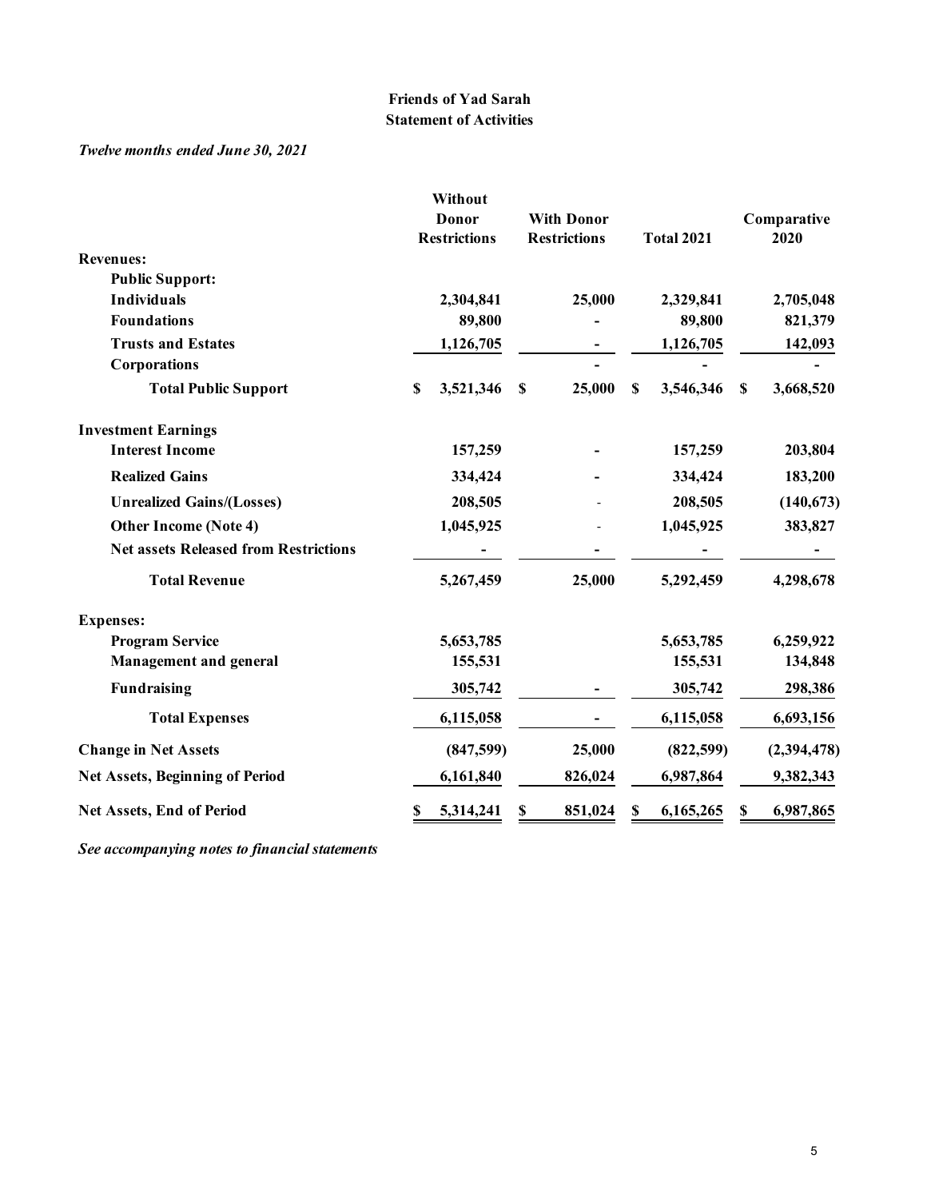**Friends of Yad Sarah**
**Statement of Activities**

*Twelve months ended June 30, 2021*

| | Without Donor Restrictions | With Donor Restrictions | Total 2021 | Comparative 2020 |
|---|---|---|---|---|
| **Revenues:** | | | | |
| **Public Support:** | | | | |
| **Individuals** | 2,304,841 | 25,000 | 2,329,841 | 2,705,048 |
| **Foundations** | 89,800 | - | 89,800 | 821,379 |
| **Trusts and Estates** | 1,126,705 | - | 1,126,705 | 142,093 |
| **Corporations** | | - | - | - |
| **Total Public Support** | $ 3,521,346 | $ 25,000 | $ 3,546,346 | $ 3,668,520 |
| **Investment Earnings** | | | | |
| **Interest Income** | 157,259 | - | 157,259 | 203,804 |
| **Realized Gains** | 334,424 | - | 334,424 | 183,200 |
| **Unrealized Gains/(Losses)** | 208,505 | - | 208,505 | (140,673) |
| **Other Income (Note 4)** | 1,045,925 | - | 1,045,925 | 383,827 |
| **Net assets Released from Restrictions** | - | - | - | - |
| **Total Revenue** | 5,267,459 | 25,000 | 5,292,459 | 4,298,678 |
| **Expenses:** | | | | |
| **Program Service** | 5,653,785 | | 5,653,785 | 6,259,922 |
| **Management and general** | 155,531 | | 155,531 | 134,848 |
| **Fundraising** | 305,742 | - | 305,742 | 298,386 |
| **Total Expenses** | 6,115,058 | - | 6,115,058 | 6,693,156 |
| **Change in Net Assets** | (847,599) | 25,000 | (822,599) | (2,394,478) |
| **Net Assets, Beginning of Period** | 6,161,840 | 826,024 | 6,987,864 | 9,382,343 |
| **Net Assets, End of Period** | $ 5,314,241 | $ 851,024 | $ 6,165,265 | $ 6,987,865 |

*See accompanying notes to financial statements*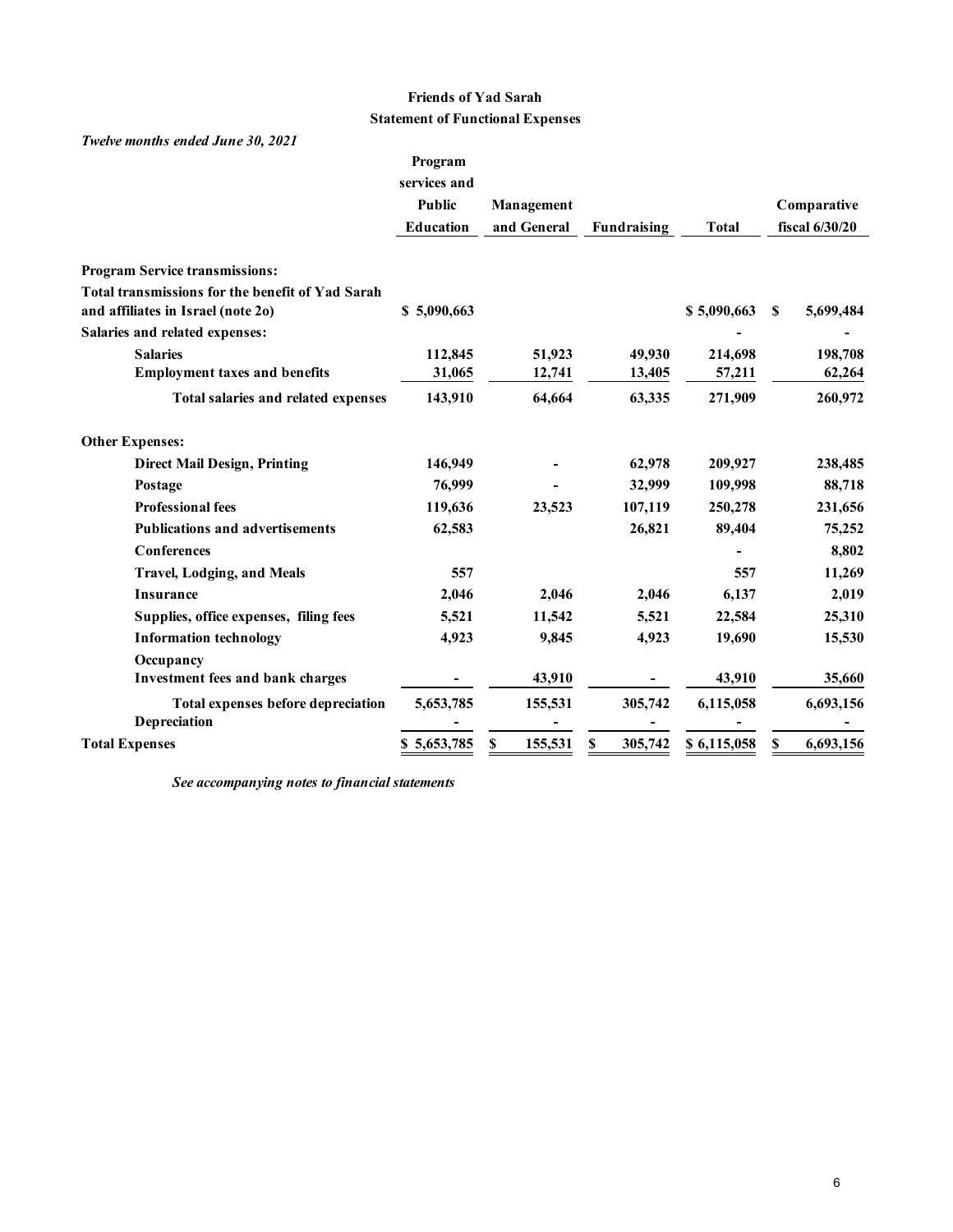**Friends of Yad Sarah**
**Statement of Functional Expenses**

*Twelve months ended June 30, 2021*

| | Program services and Public Education | Management and General | Fundraising | Total | Comparative fiscal 6/30/20 |
|---|---|---|---|---|---|
| **Program Service transmissions:** | | | | | |
| **Total transmissions for the benefit of Yad Sarah and affiliates in Israel (note 2o)** | $ 5,090,663 | | | $ 5,090,663 | $ 5,699,484 |
| **Salaries and related expenses:** | | | | - | - |
| **Salaries** | 112,845 | 51,923 | 49,930 | 214,698 | 198,708 |
| **Employment taxes and benefits** | 31,065 | 12,741 | 13,405 | 57,211 | 62,264 |
| **Total salaries and related expenses** | 143,910 | 64,664 | 63,335 | 271,909 | 260,972 |
| **Other Expenses:** | | | | | |
| **Direct Mail Design, Printing** | 146,949 | - | 62,978 | 209,927 | 238,485 |
| **Postage** | 76,999 | - | 32,999 | 109,998 | 88,718 |
| **Professional fees** | 119,636 | 23,523 | 107,119 | 250,278 | 231,656 |
| **Publications and advertisements** | 62,583 | | 26,821 | 89,404 | 75,252 |
| **Conferences** | | | | - | 8,802 |
| **Travel, Lodging, and Meals** | 557 | | | 557 | 11,269 |
| **Insurance** | 2,046 | 2,046 | 2,046 | 6,137 | 2,019 |
| **Supplies, office expenses, filing fees** | 5,521 | 11,542 | 5,521 | 22,584 | 25,310 |
| **Information technology** | 4,923 | 9,845 | 4,923 | 19,690 | 15,530 |
| **Occupancy** | | | | | |
| **Investment fees and bank charges** | - | 43,910 | - | 43,910 | 35,660 |
| **Total expenses before depreciation** | 5,653,785 | 155,531 | 305,742 | 6,115,058 | 6,693,156 |
| **Depreciation** | - | - | - | - | - |
| **Total Expenses** | $ 5,653,785 | $ 155,531 | $ 305,742 | $ 6,115,058 | $ 6,693,156 |

*See accompanying notes to financial statements*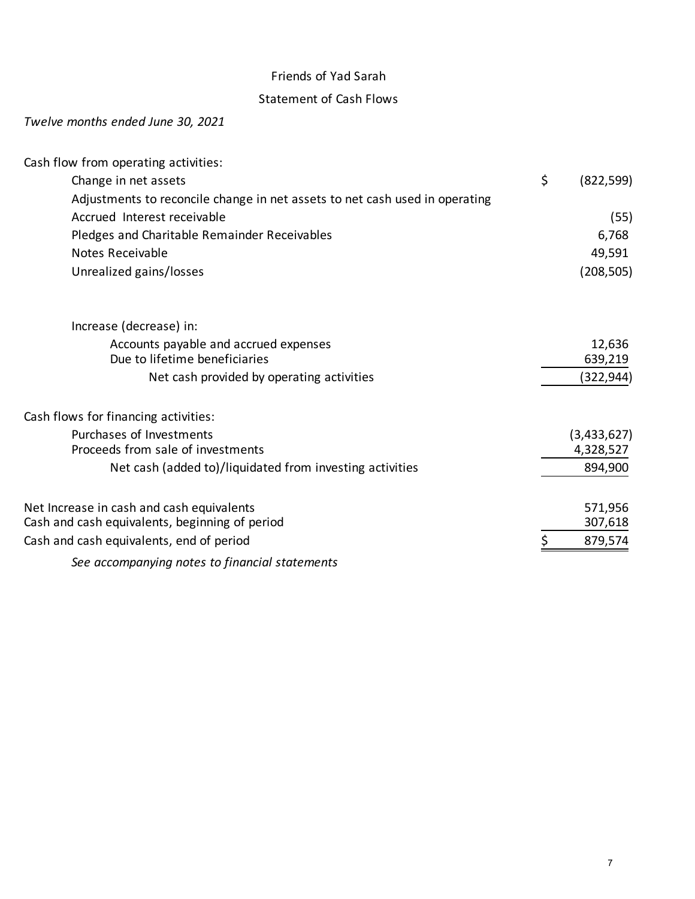Friends of Yad Sarah

Statement of Cash Flows

*Twelve months ended June 30, 2021*

| | |
|---|---|
| Cash flow from operating activities: | |
| Change in net assets | $ (822,599) |
| Adjustments to reconcile change in net assets to net cash used in operating | |
| Accrued Interest receivable | (55) |
| Pledges and Charitable Remainder Receivables | 6,768 |
| Notes Receivable | 49,591 |
| Unrealized gains/losses | (208,505) |
| | |
| Increase (decrease) in: | |
| Accounts payable and accrued expenses | 12,636 |
| Due to lifetime beneficiaries | 639,219 |
| Net cash provided by operating activities | (322,944) |
| | |
| Cash flows for financing activities: | |
| Purchases of Investments | (3,433,627) |
| Proceeds from sale of investments | 4,328,527 |
| Net cash (added to)/liquidated from investing activities | 894,900 |
| | |
| Net Increase in cash and cash equivalents | 571,956 |
| Cash and cash equivalents, beginning of period | 307,618 |
| Cash and cash equivalents, end of period | $ 879,574 |

*See accompanying notes to financial statements*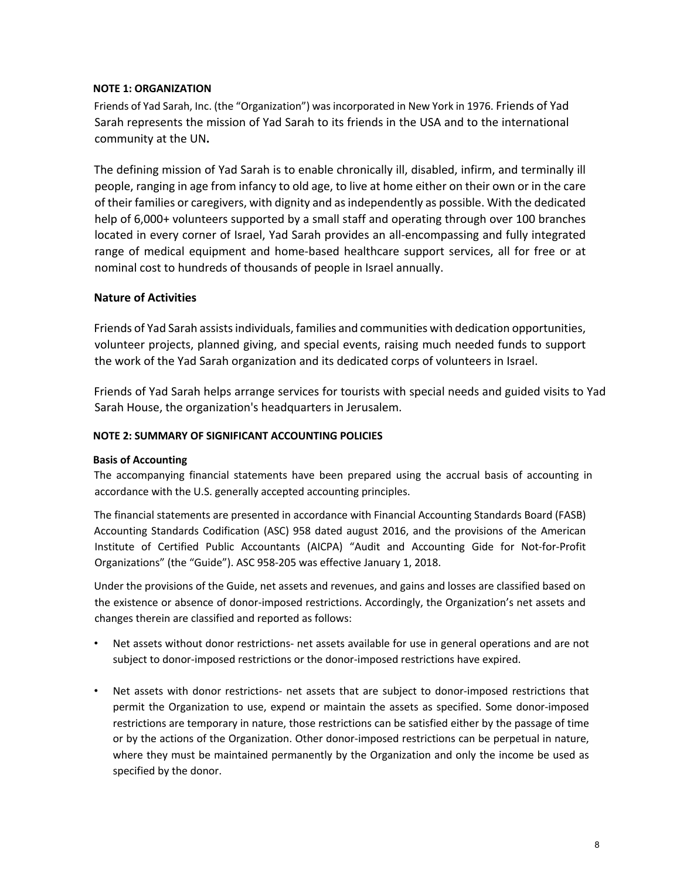## NOTE 1: ORGANIZATION

Friends of Yad Sarah, Inc. (the "Organization") was incorporated in New York in 1976. Friends of Yad Sarah represents the mission of Yad Sarah to its friends in the USA and to the international community at the UN**.**

The defining mission of Yad Sarah is to enable chronically ill, disabled, infirm, and terminally ill people, ranging in age from infancy to old age, to live at home either on their own or in the care of their families or caregivers, with dignity and as independently as possible. With the dedicated help of 6,000+ volunteers supported by a small staff and operating through over 100 branches located in every corner of Israel, Yad Sarah provides an all-encompassing and fully integrated range of medical equipment and home-based healthcare support services, all for free or at nominal cost to hundreds of thousands of people in Israel annually.

### Nature of Activities

Friends of Yad Sarah assists individuals, families and communities with dedication opportunities, volunteer projects, planned giving, and special events, raising much needed funds to support the work of the Yad Sarah organization and its dedicated corps of volunteers in Israel.

Friends of Yad Sarah helps arrange services for tourists with special needs and guided visits to Yad Sarah House, the organization's headquarters in Jerusalem.

## NOTE 2: SUMMARY OF SIGNIFICANT ACCOUNTING POLICIES

### Basis of Accounting

The accompanying financial statements have been prepared using the accrual basis of accounting in accordance with the U.S. generally accepted accounting principles.

The financial statements are presented in accordance with Financial Accounting Standards Board (FASB) Accounting Standards Codification (ASC) 958 dated august 2016, and the provisions of the American Institute of Certified Public Accountants (AICPA) "Audit and Accounting Gide for Not-for-Profit Organizations" (the "Guide"). ASC 958-205 was effective January 1, 2018.

Under the provisions of the Guide, net assets and revenues, and gains and losses are classified based on the existence or absence of donor-imposed restrictions. Accordingly, the Organization's net assets and changes therein are classified and reported as follows:

- Net assets without donor restrictions- net assets available for use in general operations and are not subject to donor-imposed restrictions or the donor-imposed restrictions have expired.

- Net assets with donor restrictions- net assets that are subject to donor-imposed restrictions that permit the Organization to use, expend or maintain the assets as specified. Some donor-imposed restrictions are temporary in nature, those restrictions can be satisfied either by the passage of time or by the actions of the Organization. Other donor-imposed restrictions can be perpetual in nature, where they must be maintained permanently by the Organization and only the income be used as specified by the donor.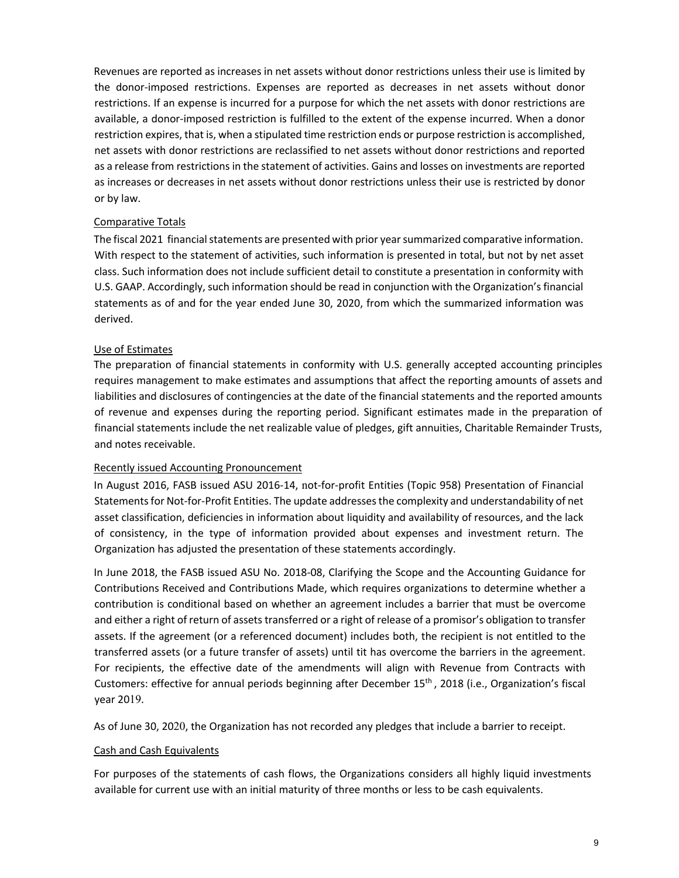Revenues are reported as increases in net assets without donor restrictions unless their use is limited by the donor-imposed restrictions. Expenses are reported as decreases in net assets without donor restrictions. If an expense is incurred for a purpose for which the net assets with donor restrictions are available, a donor-imposed restriction is fulfilled to the extent of the expense incurred. When a donor restriction expires, that is, when a stipulated time restriction ends or purpose restriction is accomplished, net assets with donor restrictions are reclassified to net assets without donor restrictions and reported as a release from restrictions in the statement of activities. Gains and losses on investments are reported as increases or decreases in net assets without donor restrictions unless their use is restricted by donor or by law.

Comparative Totals

The fiscal 2021 financial statements are presented with prior year summarized comparative information. With respect to the statement of activities, such information is presented in total, but not by net asset class. Such information does not include sufficient detail to constitute a presentation in conformity with U.S. GAAP. Accordingly, such information should be read in conjunction with the Organization's financial statements as of and for the year ended June 30, 2020, from which the summarized information was derived.

Use of Estimates

The preparation of financial statements in conformity with U.S. generally accepted accounting principles requires management to make estimates and assumptions that affect the reporting amounts of assets and liabilities and disclosures of contingencies at the date of the financial statements and the reported amounts of revenue and expenses during the reporting period. Significant estimates made in the preparation of financial statements include the net realizable value of pledges, gift annuities, Charitable Remainder Trusts, and notes receivable.

Recently issued Accounting Pronouncement

In August 2016, FASB issued ASU 2016-14, not-for-profit Entities (Topic 958) Presentation of Financial Statements for Not-for-Profit Entities. The update addresses the complexity and understandability of net asset classification, deficiencies in information about liquidity and availability of resources, and the lack of consistency, in the type of information provided about expenses and investment return. The Organization has adjusted the presentation of these statements accordingly.

In June 2018, the FASB issued ASU No. 2018-08, Clarifying the Scope and the Accounting Guidance for Contributions Received and Contributions Made, which requires organizations to determine whether a contribution is conditional based on whether an agreement includes a barrier that must be overcome and either a right of return of assets transferred or a right of release of a promisor's obligation to transfer assets. If the agreement (or a referenced document) includes both, the recipient is not entitled to the transferred assets (or a future transfer of assets) until tit has overcome the barriers in the agreement. For recipients, the effective date of the amendments will align with Revenue from Contracts with Customers: effective for annual periods beginning after December 15th, 2018 (i.e., Organization's fiscal year 2019.

As of June 30, 2020, the Organization has not recorded any pledges that include a barrier to receipt.

Cash and Cash Equivalents

For purposes of the statements of cash flows, the Organizations considers all highly liquid investments available for current use with an initial maturity of three months or less to be cash equivalents.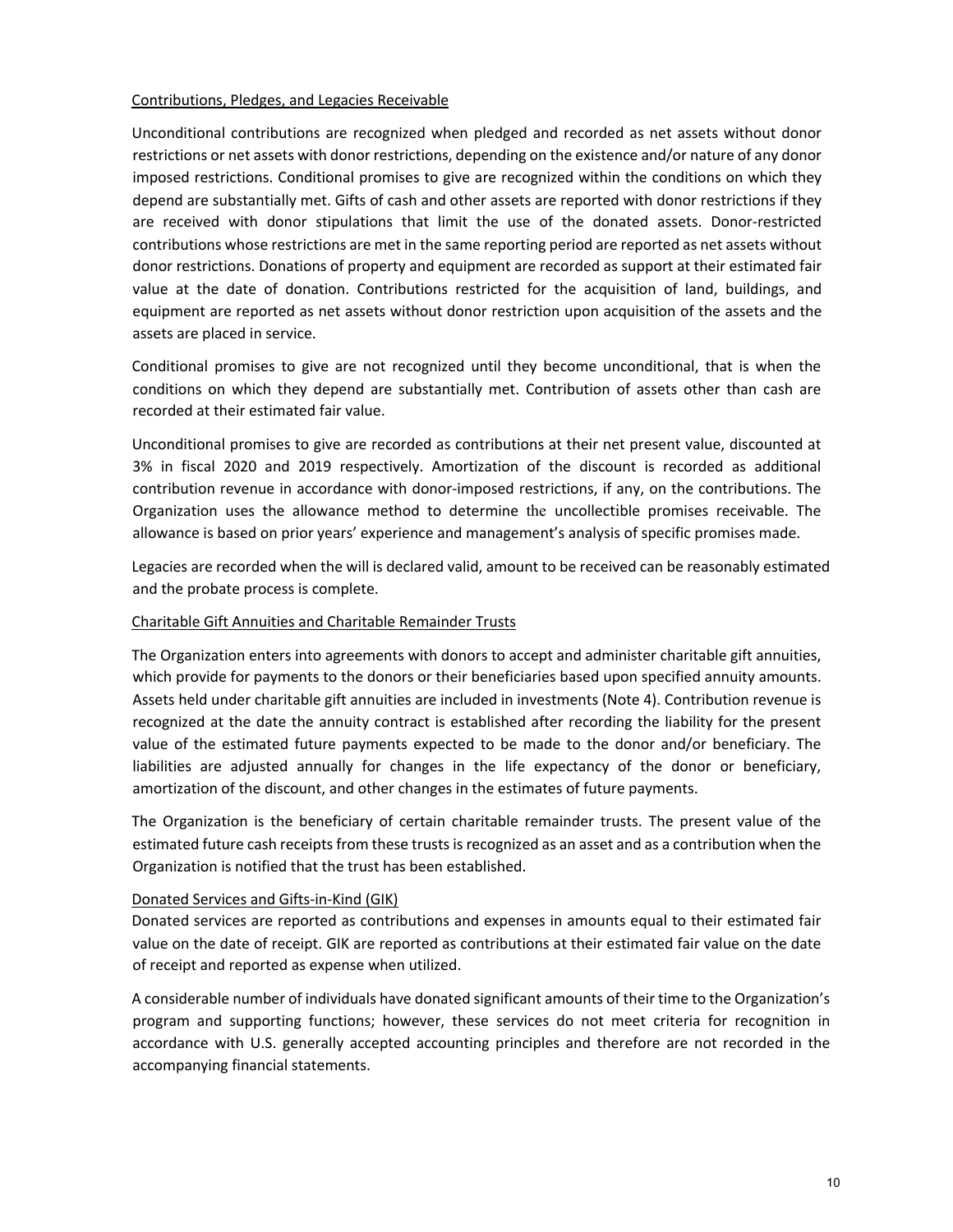Contributions, Pledges, and Legacies Receivable

Unconditional contributions are recognized when pledged and recorded as net assets without donor restrictions or net assets with donor restrictions, depending on the existence and/or nature of any donor imposed restrictions. Conditional promises to give are recognized within the conditions on which they depend are substantially met. Gifts of cash and other assets are reported with donor restrictions if they are received with donor stipulations that limit the use of the donated assets. Donor-restricted contributions whose restrictions are met in the same reporting period are reported as net assets without donor restrictions. Donations of property and equipment are recorded as support at their estimated fair value at the date of donation. Contributions restricted for the acquisition of land, buildings, and equipment are reported as net assets without donor restriction upon acquisition of the assets and the assets are placed in service.

Conditional promises to give are not recognized until they become unconditional, that is when the conditions on which they depend are substantially met. Contribution of assets other than cash are recorded at their estimated fair value.

Unconditional promises to give are recorded as contributions at their net present value, discounted at 3% in fiscal 2020 and 2019 respectively. Amortization of the discount is recorded as additional contribution revenue in accordance with donor-imposed restrictions, if any, on the contributions. The Organization uses the allowance method to determine the uncollectible promises receivable. The allowance is based on prior years' experience and management's analysis of specific promises made.

Legacies are recorded when the will is declared valid, amount to be received can be reasonably estimated and the probate process is complete.

Charitable Gift Annuities and Charitable Remainder Trusts

The Organization enters into agreements with donors to accept and administer charitable gift annuities, which provide for payments to the donors or their beneficiaries based upon specified annuity amounts. Assets held under charitable gift annuities are included in investments (Note 4). Contribution revenue is recognized at the date the annuity contract is established after recording the liability for the present value of the estimated future payments expected to be made to the donor and/or beneficiary. The liabilities are adjusted annually for changes in the life expectancy of the donor or beneficiary, amortization of the discount, and other changes in the estimates of future payments.

The Organization is the beneficiary of certain charitable remainder trusts. The present value of the estimated future cash receipts from these trusts is recognized as an asset and as a contribution when the Organization is notified that the trust has been established.

Donated Services and Gifts-in-Kind (GIK)

Donated services are reported as contributions and expenses in amounts equal to their estimated fair value on the date of receipt. GIK are reported as contributions at their estimated fair value on the date of receipt and reported as expense when utilized.

A considerable number of individuals have donated significant amounts of their time to the Organization's program and supporting functions; however, these services do not meet criteria for recognition in accordance with U.S. generally accepted accounting principles and therefore are not recorded in the accompanying financial statements.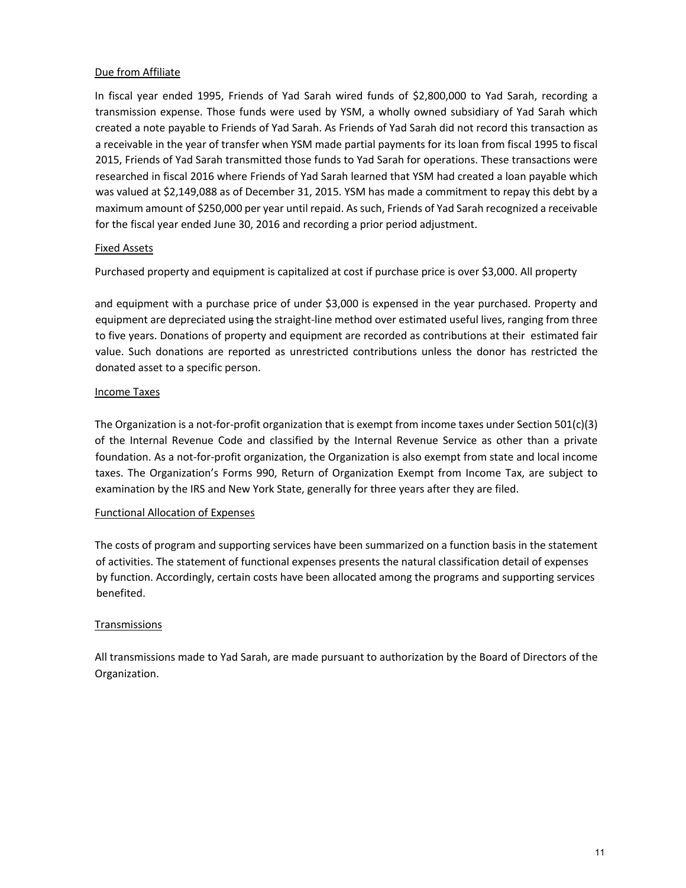Due from Affiliate

In fiscal year ended 1995, Friends of Yad Sarah wired funds of $2,800,000 to Yad Sarah, recording a transmission expense. Those funds were used by YSM, a wholly owned subsidiary of Yad Sarah which created a note payable to Friends of Yad Sarah. As Friends of Yad Sarah did not record this transaction as a receivable in the year of transfer when YSM made partial payments for its loan from fiscal 1995 to fiscal 2015, Friends of Yad Sarah transmitted those funds to Yad Sarah for operations. These transactions were researched in fiscal 2016 where Friends of Yad Sarah learned that YSM had created a loan payable which was valued at $2,149,088 as of December 31, 2015. YSM has made a commitment to repay this debt by a maximum amount of $250,000 per year until repaid. As such, Friends of Yad Sarah recognized a receivable for the fiscal year ended June 30, 2016 and recording a prior period adjustment.

Fixed Assets

Purchased property and equipment is capitalized at cost if purchase price is over $3,000. All property and equipment with a purchase price of under $3,000 is expensed in the year purchased. Property and equipment are depreciated using the straight-line method over estimated useful lives, ranging from three to five years. Donations of property and equipment are recorded as contributions at their estimated fair value. Such donations are reported as unrestricted contributions unless the donor has restricted the donated asset to a specific person.

Income Taxes

The Organization is a not-for-profit organization that is exempt from income taxes under Section 501(c)(3) of the Internal Revenue Code and classified by the Internal Revenue Service as other than a private foundation. As a not-for-profit organization, the Organization is also exempt from state and local income taxes. The Organization's Forms 990, Return of Organization Exempt from Income Tax, are subject to examination by the IRS and New York State, generally for three years after they are filed.

Functional Allocation of Expenses

The costs of program and supporting services have been summarized on a function basis in the statement of activities. The statement of functional expenses presents the natural classification detail of expenses by function. Accordingly, certain costs have been allocated among the programs and supporting services benefited.

Transmissions

All transmissions made to Yad Sarah, are made pursuant to authorization by the Board of Directors of the Organization.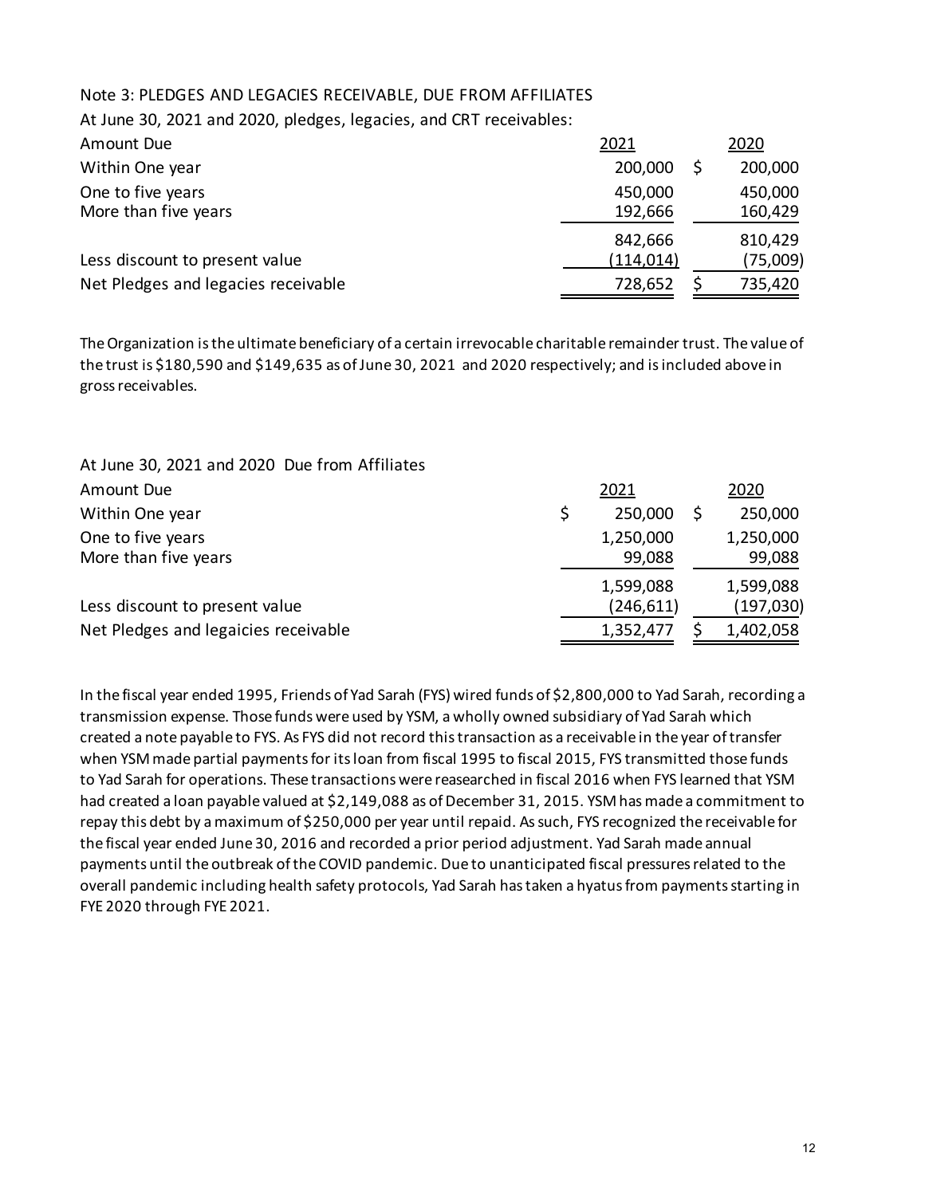Note 3: PLEDGES AND LEGACIES RECEIVABLE, DUE FROM AFFILIATES

At June 30, 2021 and 2020, pledges, legacies, and CRT receivables:

| Amount Due | 2021 | 2020 |
|---|---|---|
| Within One year | 200,000 | $ 200,000 |
| One to five years | 450,000 | 450,000 |
| More than five years | 192,666 | 160,429 |
| | 842,666 | 810,429 |
| Less discount to present value | (114,014) | (75,009) |
| Net Pledges and legacies receivable | 728,652 | $ 735,420 |

The Organization is the ultimate beneficiary of a certain irrevocable charitable remainder trust. The value of the trust is $180,590 and $149,635 as of June 30, 2021 and 2020 respectively; and is included above in gross receivables.

At June 30, 2021 and 2020 Due from Affiliates

| Amount Due | 2021 | 2020 |
|---|---|---|
| Within One year | $ 250,000 | $ 250,000 |
| One to five years | 1,250,000 | 1,250,000 |
| More than five years | 99,088 | 99,088 |
| | 1,599,088 | 1,599,088 |
| Less discount to present value | (246,611) | (197,030) |
| Net Pledges and legaicies receivable | 1,352,477 | $ 1,402,058 |

In the fiscal year ended 1995, Friends of Yad Sarah (FYS) wired funds of $2,800,000 to Yad Sarah, recording a transmission expense. Those funds were used by YSM, a wholly owned subsidiary of Yad Sarah which created a note payable to FYS. As FYS did not record this transaction as a receivable in the year of transfer when YSM made partial payments for its loan from fiscal 1995 to fiscal 2015, FYS transmitted those funds to Yad Sarah for operations. These transactions were reasearched in fiscal 2016 when FYS learned that YSM had created a loan payable valued at $2,149,088 as of December 31, 2015. YSM has made a commitment to repay this debt by a maximum of $250,000 per year until repaid. As such, FYS recognized the receivable for the fiscal year ended June 30, 2016 and recorded a prior period adjustment. Yad Sarah made annual payments until the outbreak of the COVID pandemic. Due to unanticipated fiscal pressures related to the overall pandemic including health safety protocols, Yad Sarah has taken a hyatus from payments starting in FYE 2020 through FYE 2021.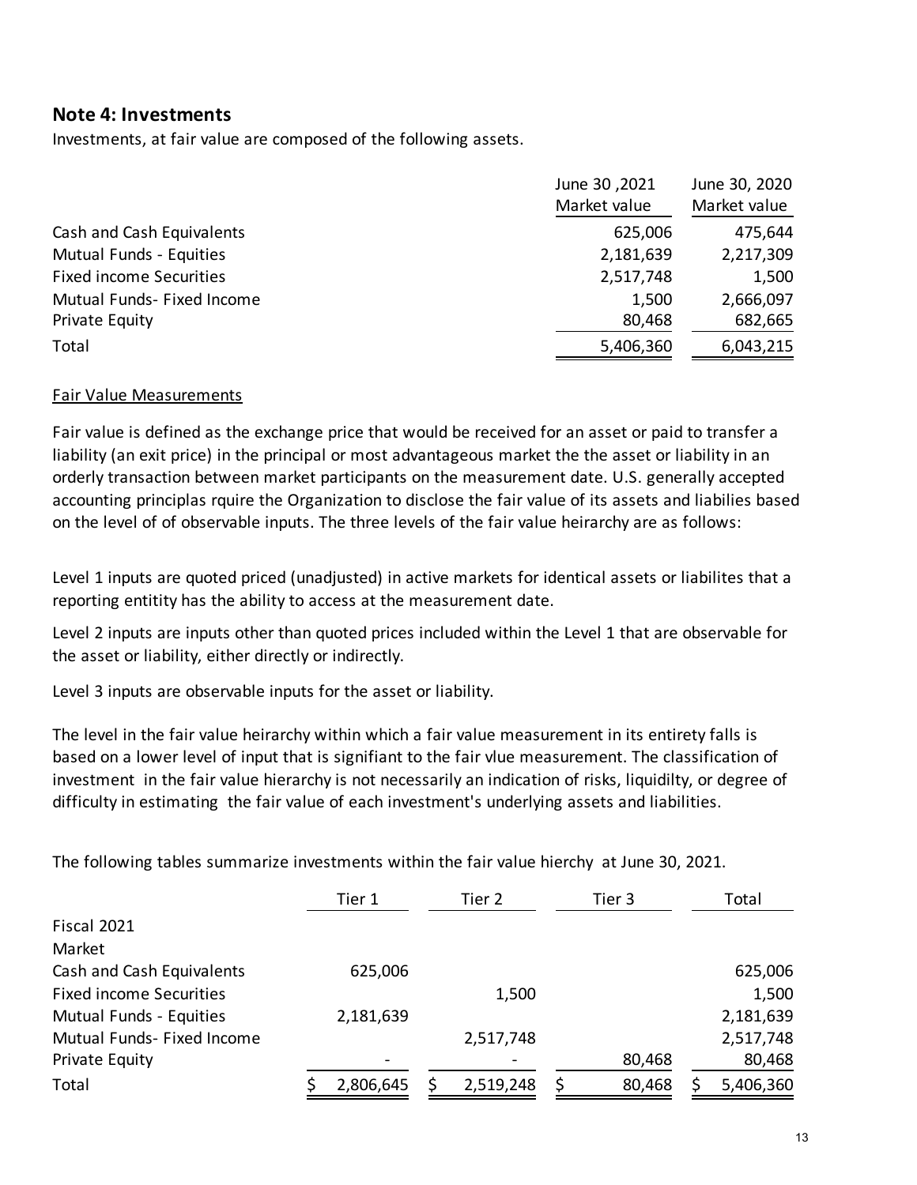## Note 4: Investments

Investments, at fair value are composed of the following assets.

| | June 30 ,2021 Market value | June 30, 2020 Market value |
|---|---|---|
| Cash and Cash Equivalents | 625,006 | 475,644 |
| Mutual Funds - Equities | 2,181,639 | 2,217,309 |
| Fixed income Securities | 2,517,748 | 1,500 |
| Mutual Funds- Fixed Income | 1,500 | 2,666,097 |
| Private Equity | 80,468 | 682,665 |
| Total | 5,406,360 | 6,043,215 |

Fair Value Measurements

Fair value is defined as the exchange price that would be received for an asset or paid to transfer a liability (an exit price) in the principal or most advantageous market the the asset or liability in an orderly transaction between market participants on the measurement date. U.S. generally accepted accounting principlas rquire the Organization to disclose the fair value of its assets and liabilies based on the level of of observable inputs. The three levels of the fair value heirarchy are as follows:

Level 1 inputs are quoted priced (unadjusted) in active markets for identical assets or liabilites that a reporting entitity has the ability to access at the measurement date.

Level 2 inputs are inputs other than quoted prices included within the Level 1 that are observable for the asset or liability, either directly or indirectly.

Level 3 inputs are observable inputs for the asset or liability.

The level in the fair value heirarchy within which a fair value measurement in its entirety falls is based on a lower level of input that is signifiant to the fair vlue measurement. The classification of investment in the fair value hierarchy is not necessarily an indication of risks, liquidilty, or degree of difficulty in estimating the fair value of each investment's underlying assets and liabilities.

The following tables summarize investments within the fair value hierchy at June 30, 2021.

| | Tier 1 | Tier 2 | Tier 3 | Total |
|---|---|---|---|---|
| Fiscal 2021 | | | | |
| Market | | | | |
| Cash and Cash Equivalents | 625,006 | | | 625,006 |
| Fixed income Securities | | 1,500 | | 1,500 |
| Mutual Funds - Equities | 2,181,639 | | | 2,181,639 |
| Mutual Funds- Fixed Income | | 2,517,748 | | 2,517,748 |
| Private Equity | - | - | 80,468 | 80,468 |
| Total | $ 2,806,645 | $ 2,519,248 | $ 80,468 | $ 5,406,360 |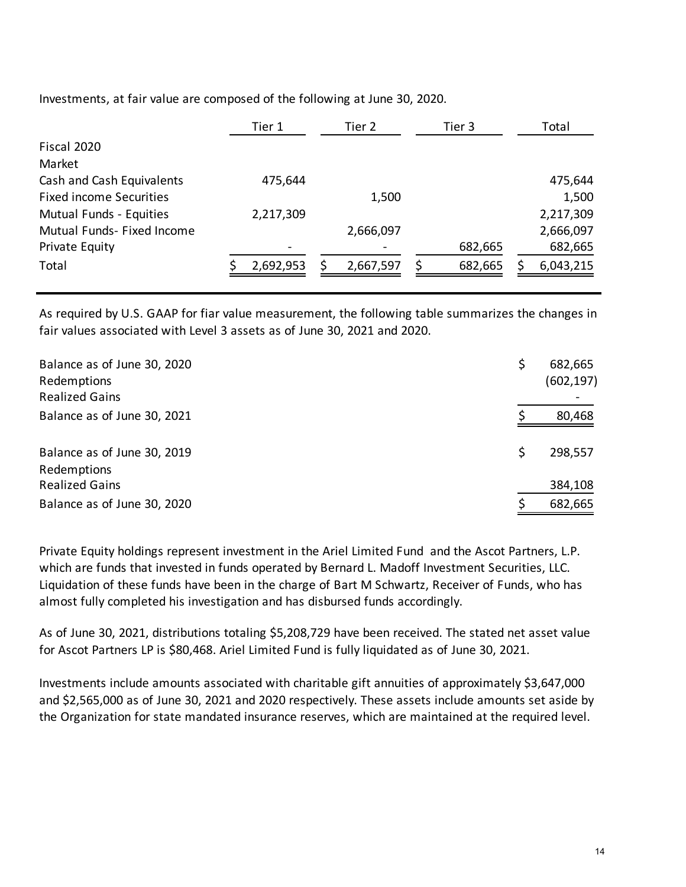Investments, at fair value are composed of the following at June 30, 2020.

| | Tier 1 | Tier 2 | Tier 3 | Total |
|---|---|---|---|---|
| Fiscal 2020 | | | | |
| Market | | | | |
| Cash and Cash Equivalents | 475,644 | | | 475,644 |
| Fixed income Securities | | 1,500 | | 1,500 |
| Mutual Funds - Equities | 2,217,309 | | | 2,217,309 |
| Mutual Funds- Fixed Income | | 2,666,097 | | 2,666,097 |
| Private Equity | - | - | 682,665 | 682,665 |
| Total | $ 2,692,953 | $ 2,667,597 | $ 682,665 | $ 6,043,215 |

As required by U.S. GAAP for fiar value measurement, the following table summarizes the changes in fair values associated with Level 3 assets as of June 30, 2021 and 2020.

| | |
|---|---|
| Balance as of June 30, 2020 | $ 682,665 |
| Redemptions | (602,197) |
| Realized Gains | - |
| Balance as of June 30, 2021 | $ 80,468 |
| | |
| Balance as of June 30, 2019 | $ 298,557 |
| Redemptions | |
| Realized Gains | 384,108 |
| Balance as of June 30, 2020 | $ 682,665 |

Private Equity holdings represent investment in the Ariel Limited Fund and the Ascot Partners, L.P. which are funds that invested in funds operated by Bernard L. Madoff Investment Securities, LLC. Liquidation of these funds have been in the charge of Bart M Schwartz, Receiver of Funds, who has almost fully completed his investigation and has disbursed funds accordingly.

As of June 30, 2021, distributions totaling $5,208,729 have been received. The stated net asset value for Ascot Partners LP is $80,468. Ariel Limited Fund is fully liquidated as of June 30, 2021.

Investments include amounts associated with charitable gift annuities of approximately $3,647,000 and $2,565,000 as of June 30, 2021 and 2020 respectively. These assets include amounts set aside by the Organization for state mandated insurance reserves, which are maintained at the required level.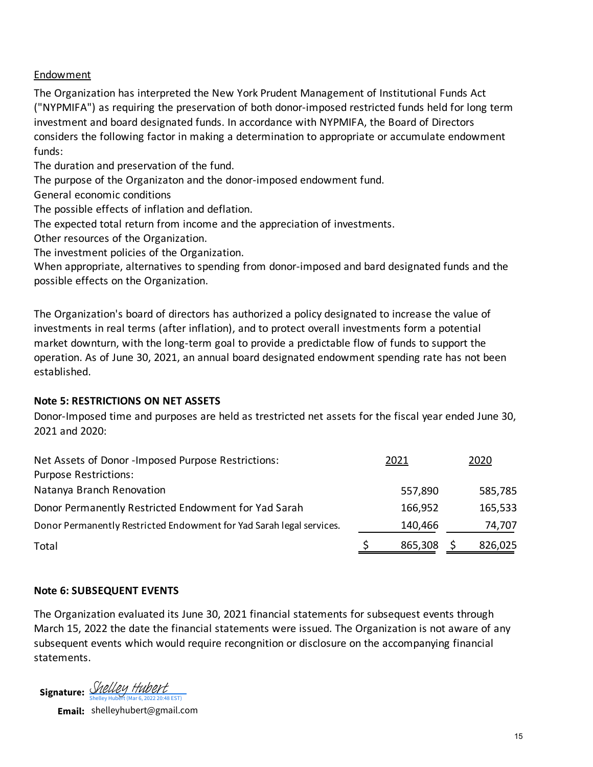Endowment

The Organization has interpreted the New York Prudent Management of Institutional Funds Act ("NYPMIFA") as requiring the preservation of both donor-imposed restricted funds held for long term investment and board designated funds. In accordance with NYPMIFA, the Board of Directors considers the following factor in making a determination to appropriate or accumulate endowment funds:

The duration and preservation of the fund.
The purpose of the Organizaton and the donor-imposed endowment fund.
General economic conditions
The possible effects of inflation and deflation.
The expected total return from income and the appreciation of investments.
Other resources of the Organization.
The investment policies of the Organization.
When appropriate, alternatives to spending from donor-imposed and bard designated funds and the possible effects on the Organization.

The Organization's board of directors has authorized a policy designated to increase the value of investments in real terms (after inflation), and to protect overall investments form a potential market downturn, with the long-term goal to provide a predictable flow of funds to support the operation. As of June 30, 2021, an annual board designated endowment spending rate has not been established.

**Note 5: RESTRICTIONS ON NET ASSETS**

Donor-Imposed time and purposes are held as trestricted net assets for the fiscal year ended June 30, 2021 and 2020:

| Net Assets of Donor -Imposed Purpose Restrictions: | 2021 | 2020 |
|---|---|---|
| Purpose Restrictions: | | |
| Natanya Branch Renovation | 557,890 | 585,785 |
| Donor Permanently Restricted Endowment for Yad Sarah | 166,952 | 165,533 |
| Donor Permanently Restricted Endowment for Yad Sarah legal services. | 140,466 | 74,707 |
| Total | $ 865,308 | $ 826,025 |

**Note 6: SUBSEQUENT EVENTS**

The Organization evaluated its June 30, 2021 financial statements for subsequest events through March 15, 2022 the date the financial statements were issued. The Organization is not aware of any subsequent events which would require recongnition or disclosure on the accompanying financial statements.

**Signature:** Shelley Hubert
Shelley Hubert (Mar 6, 2022 20:48 EST)

**Email:** shelleyhubert@gmail.com